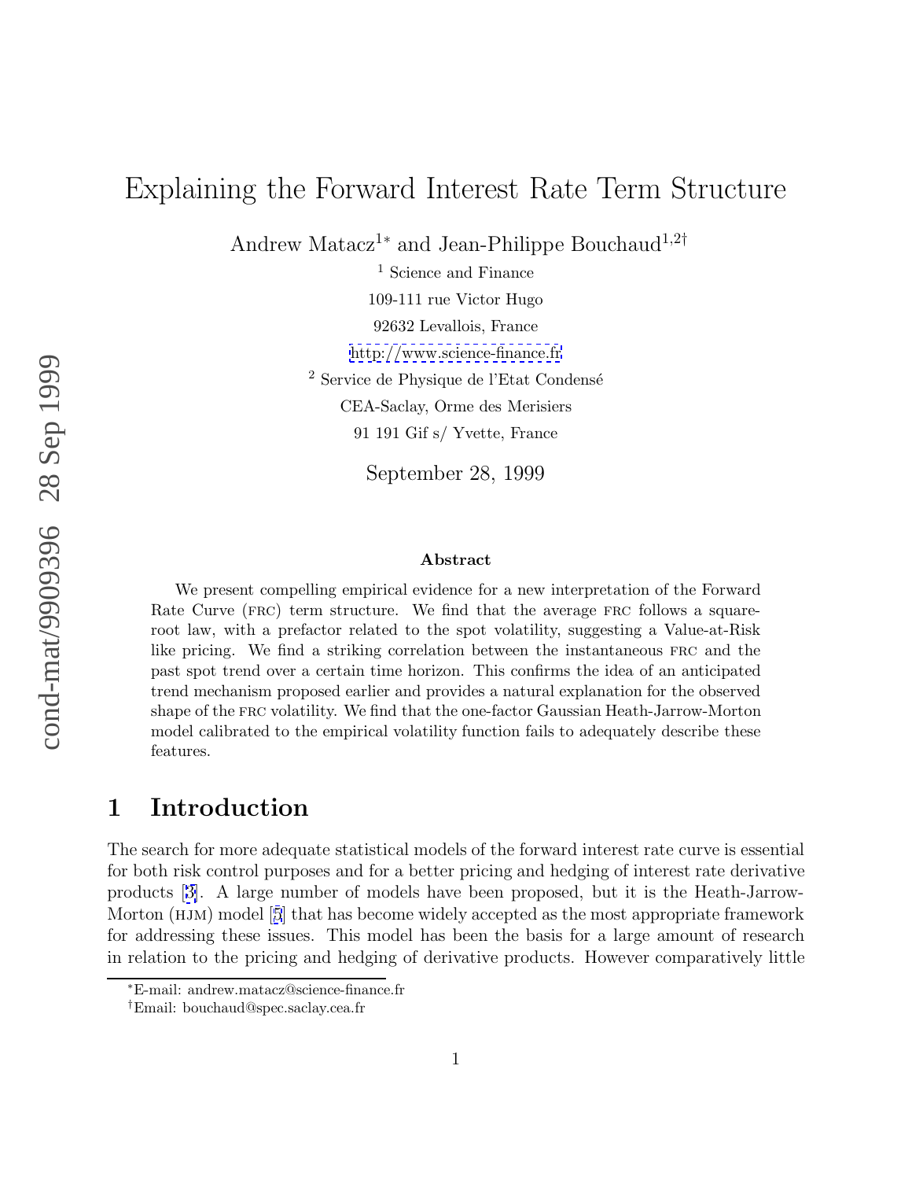# Explaining the Forward Interest Rate Term Structure

Andrew Matacz[1*] and Jean-Philippe Bouchaud[1,2†]

[1] Science and Finance
109-111 rue Victor Hugo
92632 Levallois, France
http://www.science-finance.fr

[2] Service de Physique de l'Etat Condensé
CEA-Saclay, Orme des Merisiers
91 191 Gif s/ Yvette, France

September 28, 1999

**Abstract**

We present compelling empirical evidence for a new interpretation of the Forward Rate Curve (FRC) term structure. We find that the average FRC follows a square-root law, with a prefactor related to the spot volatility, suggesting a Value-at-Risk like pricing. We find a striking correlation between the instantaneous FRC and the past spot trend over a certain time horizon. This confirms the idea of an anticipated trend mechanism proposed earlier and provides a natural explanation for the observed shape of the FRC volatility. We find that the one-factor Gaussian Heath-Jarrow-Morton model calibrated to the empirical volatility function fails to adequately describe these features.

## 1 Introduction

The search for more adequate statistical models of the forward interest rate curve is essential for both risk control purposes and for a better pricing and hedging of interest rate derivative products [3]. A large number of models have been proposed, but it is the Heath-Jarrow-Morton (HJM) model [5] that has become widely accepted as the most appropriate framework for addressing these issues. This model has been the basis for a large amount of research in relation to the pricing and hedging of derivative products. However comparatively little

*E-mail: andrew.matacz@science-finance.fr

†Email: bouchaud@spec.saclay.cea.fr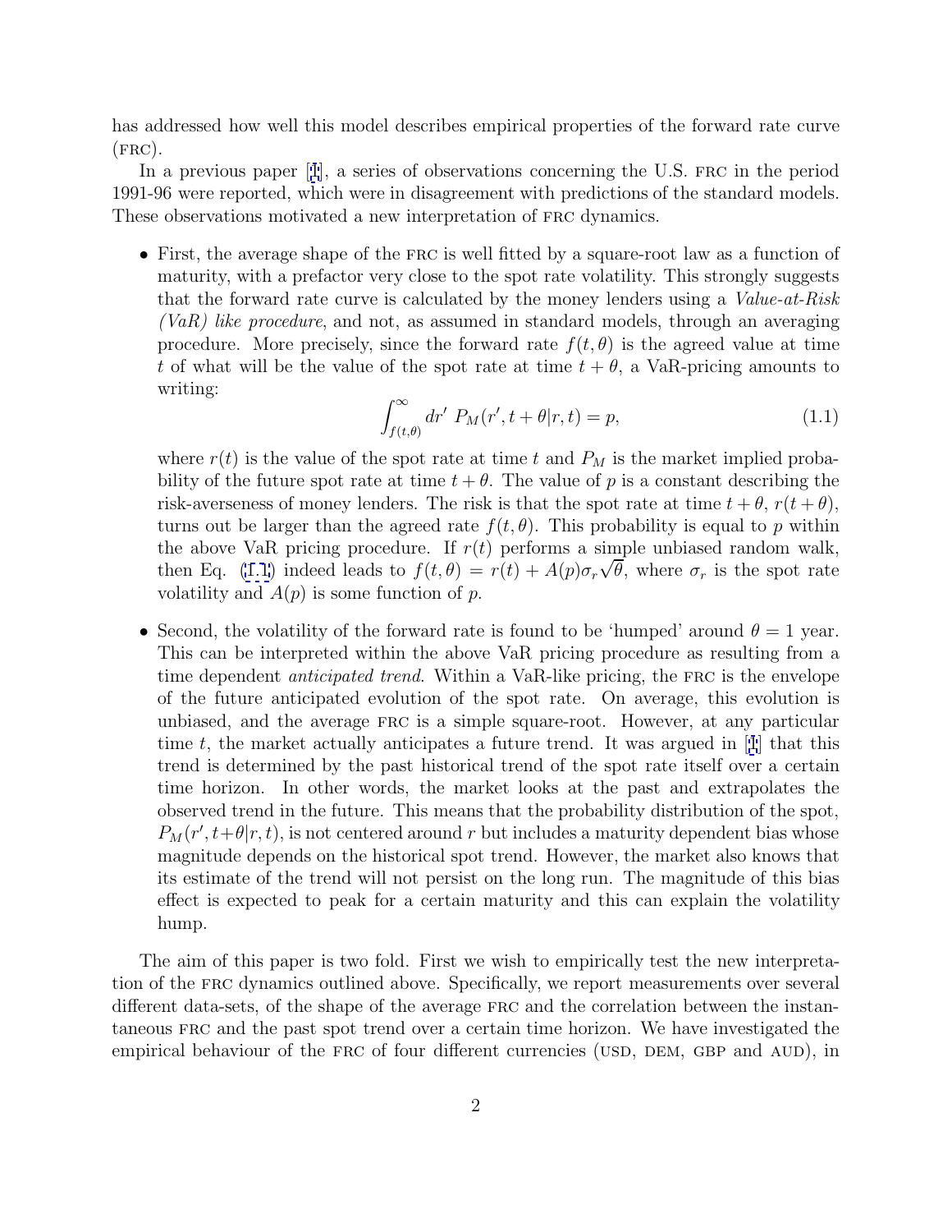has addressed how well this model describes empirical properties of the forward rate curve (FRC).

In a previous paper [1], a series of observations concerning the U.S. FRC in the period 1991-96 were reported, which were in disagreement with predictions of the standard models. These observations motivated a new interpretation of FRC dynamics.

- First, the average shape of the FRC is well fitted by a square-root law as a function of maturity, with a prefactor very close to the spot rate volatility. This strongly suggests that the forward rate curve is calculated by the money lenders using a *Value-at-Risk (VaR) like procedure*, and not, as assumed in standard models, through an averaging procedure. More precisely, since the forward rate $f(t, \theta)$ is the agreed value at time $t$ of what will be the value of the spot rate at time $t + \theta$, a VaR-pricing amounts to writing:
$$\int_{f(t,\theta)}^{\infty} dr' \; P_M(r', t + \theta | r, t) = p, \tag{1.1}$$
where $r(t)$ is the value of the spot rate at time $t$ and $P_M$ is the market implied probability of the future spot rate at time $t + \theta$. The value of $p$ is a constant describing the risk-averseness of money lenders. The risk is that the spot rate at time $t + \theta$, $r(t + \theta)$, turns out be larger than the agreed rate $f(t, \theta)$. This probability is equal to $p$ within the above VaR pricing procedure. If $r(t)$ performs a simple unbiased random walk, then Eq. (1.1) indeed leads to $f(t, \theta) = r(t) + A(p)\sigma_r\sqrt{\theta}$, where $\sigma_r$ is the spot rate volatility and $A(p)$ is some function of $p$.

- Second, the volatility of the forward rate is found to be 'humped' around $\theta = 1$ year. This can be interpreted within the above VaR pricing procedure as resulting from a time dependent *anticipated trend*. Within a VaR-like pricing, the FRC is the envelope of the future anticipated evolution of the spot rate. On average, this evolution is unbiased, and the average FRC is a simple square-root. However, at any particular time $t$, the market actually anticipates a future trend. It was argued in [1] that this trend is determined by the past historical trend of the spot rate itself over a certain time horizon. In other words, the market looks at the past and extrapolates the observed trend in the future. This means that the probability distribution of the spot, $P_M(r', t+\theta|r, t)$, is not centered around $r$ but includes a maturity dependent bias whose magnitude depends on the historical spot trend. However, the market also knows that its estimate of the trend will not persist on the long run. The magnitude of this bias effect is expected to peak for a certain maturity and this can explain the volatility hump.

The aim of this paper is two fold. First we wish to empirically test the new interpretation of the FRC dynamics outlined above. Specifically, we report measurements over several different data-sets, of the shape of the average FRC and the correlation between the instantaneous FRC and the past spot trend over a certain time horizon. We have investigated the empirical behaviour of the FRC of four different currencies (USD, DEM, GBP and AUD), in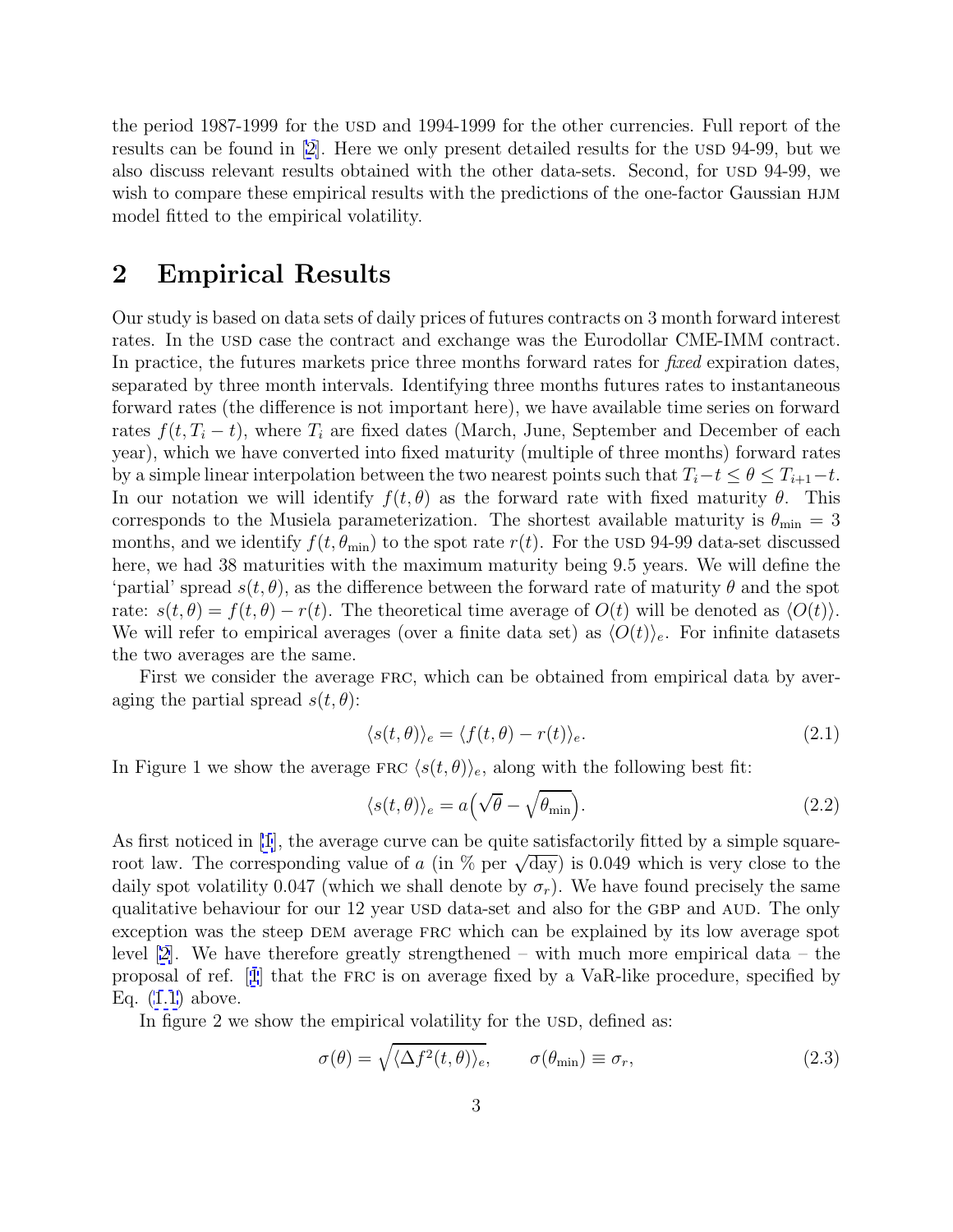the period 1987-1999 for the USD and 1994-1999 for the other currencies. Full report of the results can be found in [2]. Here we only present detailed results for the USD 94-99, but we also discuss relevant results obtained with the other data-sets. Second, for USD 94-99, we wish to compare these empirical results with the predictions of the one-factor Gaussian HJM model fitted to the empirical volatility.

## 2 Empirical Results

Our study is based on data sets of daily prices of futures contracts on 3 month forward interest rates. In the USD case the contract and exchange was the Eurodollar CME-IMM contract. In practice, the futures markets price three months forward rates for *fixed* expiration dates, separated by three month intervals. Identifying three months futures rates to instantaneous forward rates (the difference is not important here), we have available time series on forward rates $f(t, T_i - t)$, where $T_i$ are fixed dates (March, June, September and December of each year), which we have converted into fixed maturity (multiple of three months) forward rates by a simple linear interpolation between the two nearest points such that $T_i - t \leq \theta \leq T_{i+1} - t$. In our notation we will identify $f(t, \theta)$ as the forward rate with fixed maturity $\theta$. This corresponds to the Musiela parameterization. The shortest available maturity is $\theta_{\min} = 3$ months, and we identify $f(t, \theta_{\min})$ to the spot rate $r(t)$. For the USD 94-99 data-set discussed here, we had 38 maturities with the maximum maturity being 9.5 years. We will define the 'partial' spread $s(t, \theta)$, as the difference between the forward rate of maturity $\theta$ and the spot rate: $s(t, \theta) = f(t, \theta) - r(t)$. The theoretical time average of $O(t)$ will be denoted as $\langle O(t) \rangle$. We will refer to empirical averages (over a finite data set) as $\langle O(t) \rangle_e$. For infinite datasets the two averages are the same.

First we consider the average FRC, which can be obtained from empirical data by averaging the partial spread $s(t, \theta)$:

$$\langle s(t, \theta) \rangle_e = \langle f(t, \theta) - r(t) \rangle_e. \tag{2.1}$$

In Figure 1 we show the average FRC $\langle s(t, \theta) \rangle_e$, along with the following best fit:

$$\langle s(t, \theta) \rangle_e = a\Big(\sqrt{\theta} - \sqrt{\theta_{\min}}\Big). \tag{2.2}$$

As first noticed in [1], the average curve can be quite satisfactorily fitted by a simple square-root law. The corresponding value of $a$ (in % per $\sqrt{\text{day}}$) is 0.049 which is very close to the daily spot volatility 0.047 (which we shall denote by $\sigma_r$). We have found precisely the same qualitative behaviour for our 12 year USD data-set and also for the GBP and AUD. The only exception was the steep DEM average FRC which can be explained by its low average spot level [2]. We have therefore greatly strengthened – with much more empirical data – the proposal of ref. [1] that the FRC is on average fixed by a VaR-like procedure, specified by Eq. (1.1) above.

In figure 2 we show the empirical volatility for the USD, defined as:

$$\sigma(\theta) = \sqrt{\langle \Delta f^2(t, \theta) \rangle_e}, \qquad \sigma(\theta_{\min}) \equiv \sigma_r, \tag{2.3}$$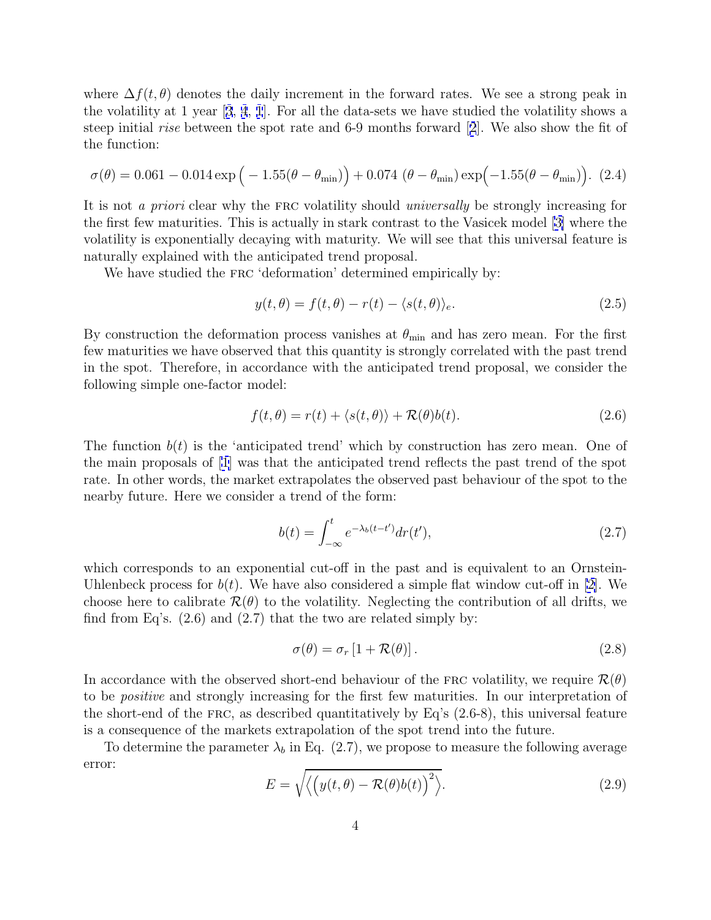where $\Delta f(t, \theta)$ denotes the daily increment in the forward rates. We see a strong peak in the volatility at 1 year [3, 4, 1]. For all the data-sets we have studied the volatility shows a steep initial *rise* between the spot rate and 6-9 months forward [2]. We also show the fit of the function:

$$\sigma(\theta) = 0.061 - 0.014 \exp\Big(-1.55(\theta - \theta_{\min})\Big) + 0.074\ (\theta - \theta_{\min}) \exp\Big(-1.55(\theta - \theta_{\min})\Big). \quad (2.4)$$

It is not *a priori* clear why the FRC volatility should *universally* be strongly increasing for the first few maturities. This is actually in stark contrast to the Vasicek model [3] where the volatility is exponentially decaying with maturity. We will see that this universal feature is naturally explained with the anticipated trend proposal.

We have studied the FRC 'deformation' determined empirically by:

$$y(t, \theta) = f(t, \theta) - r(t) - \langle s(t, \theta) \rangle_e. \quad (2.5)$$

By construction the deformation process vanishes at $\theta_{\min}$ and has zero mean. For the first few maturities we have observed that this quantity is strongly correlated with the past trend in the spot. Therefore, in accordance with the anticipated trend proposal, we consider the following simple one-factor model:

$$f(t, \theta) = r(t) + \langle s(t, \theta) \rangle + \mathcal{R}(\theta) b(t). \quad (2.6)$$

The function $b(t)$ is the 'anticipated trend' which by construction has zero mean. One of the main proposals of [1] was that the anticipated trend reflects the past trend of the spot rate. In other words, the market extrapolates the observed past behaviour of the spot to the nearby future. Here we consider a trend of the form:

$$b(t) = \int_{-\infty}^{t} e^{-\lambda_b (t - t')} dr(t'), \quad (2.7)$$

which corresponds to an exponential cut-off in the past and is equivalent to an Ornstein-Uhlenbeck process for $b(t)$. We have also considered a simple flat window cut-off in [2]. We choose here to calibrate $\mathcal{R}(\theta)$ to the volatility. Neglecting the contribution of all drifts, we find from Eq's. (2.6) and (2.7) that the two are related simply by:

$$\sigma(\theta) = \sigma_r \left[1 + \mathcal{R}(\theta)\right]. \quad (2.8)$$

In accordance with the observed short-end behaviour of the FRC volatility, we require $\mathcal{R}(\theta)$ to be *positive* and strongly increasing for the first few maturities. In our interpretation of the short-end of the FRC, as described quantitatively by Eq's (2.6-8), this universal feature is a consequence of the markets extrapolation of the spot trend into the future.

To determine the parameter $\lambda_b$ in Eq. (2.7), we propose to measure the following average error:

$$E = \sqrt{\left\langle \Big( y(t, \theta) - \mathcal{R}(\theta) b(t) \Big)^2 \right\rangle}. \quad (2.9)$$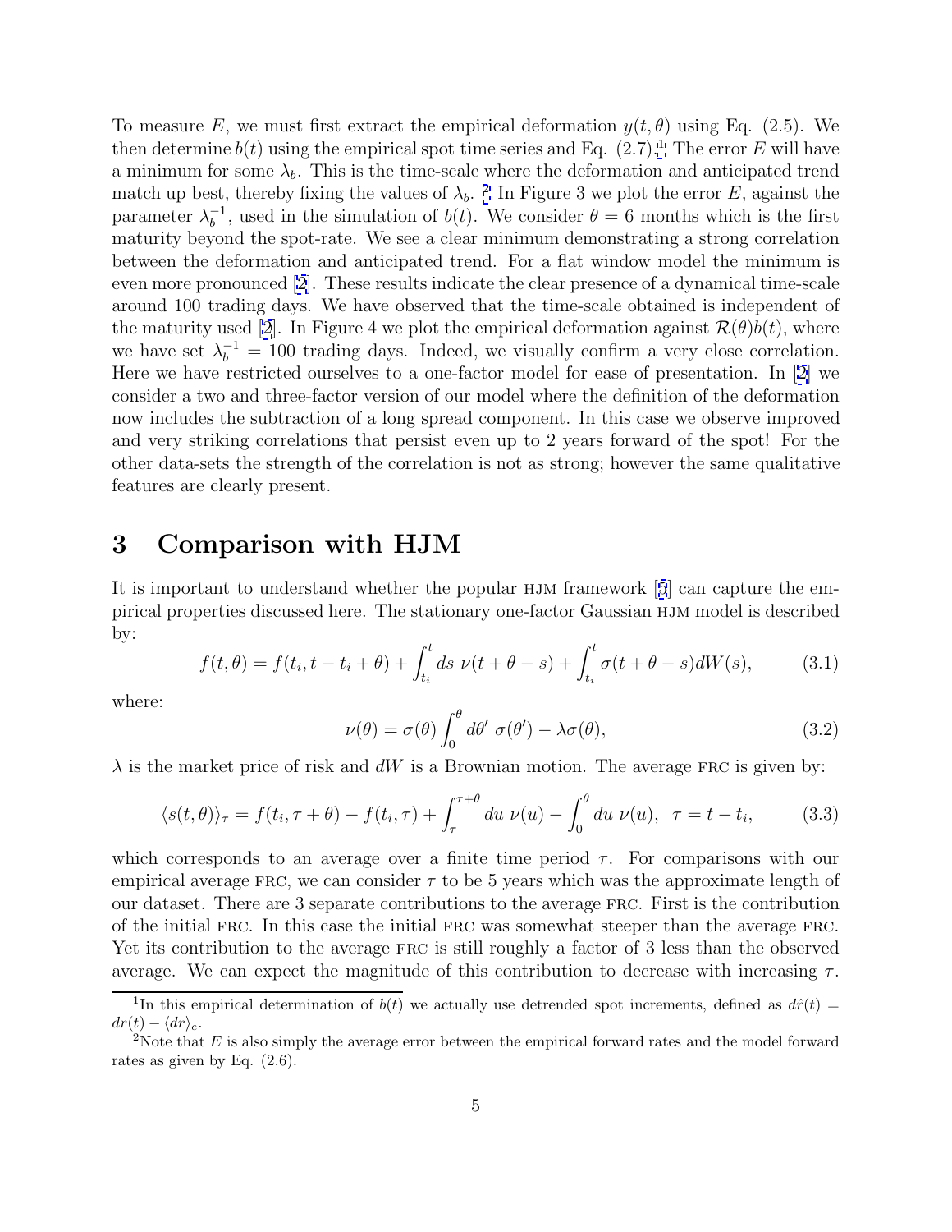To measure $E$, we must first extract the empirical deformation $y(t, \theta)$ using Eq. (2.5). We then determine $b(t)$ using the empirical spot time series and Eq. (2.7).[1] The error $E$ will have a minimum for some $\lambda_b$. This is the time-scale where the deformation and anticipated trend match up best, thereby fixing the values of $\lambda_b$. [2] In Figure 3 we plot the error $E$, against the parameter $\lambda_b^{-1}$, used in the simulation of $b(t)$. We consider $\theta = 6$ months which is the first maturity beyond the spot-rate. We see a clear minimum demonstrating a strong correlation between the deformation and anticipated trend. For a flat window model the minimum is even more pronounced [2]. These results indicate the clear presence of a dynamical time-scale around 100 trading days. We have observed that the time-scale obtained is independent of the maturity used [2]. In Figure 4 we plot the empirical deformation against $\mathcal{R}(\theta)b(t)$, where we have set $\lambda_b^{-1} = 100$ trading days. Indeed, we visually confirm a very close correlation. Here we have restricted ourselves to a one-factor model for ease of presentation. In [2] we consider a two and three-factor version of our model where the definition of the deformation now includes the subtraction of a long spread component. In this case we observe improved and very striking correlations that persist even up to 2 years forward of the spot! For the other data-sets the strength of the correlation is not as strong; however the same qualitative features are clearly present.

# 3 Comparison with HJM

It is important to understand whether the popular HJM framework [5] can capture the empirical properties discussed here. The stationary one-factor Gaussian HJM model is described by:

$$f(t, \theta) = f(t_i, t - t_i + \theta) + \int_{t_i}^{t} ds \ \nu(t + \theta - s) + \int_{t_i}^{t} \sigma(t + \theta - s) dW(s), \tag{3.1}$$

where:

$$\nu(\theta) = \sigma(\theta) \int_0^{\theta} d\theta' \ \sigma(\theta') - \lambda \sigma(\theta), \tag{3.2}$$

$\lambda$ is the market price of risk and $dW$ is a Brownian motion. The average FRC is given by:

$$\langle s(t, \theta) \rangle_\tau = f(t_i, \tau + \theta) - f(t_i, \tau) + \int_{\tau}^{\tau+\theta} du \ \nu(u) - \int_0^{\theta} du \ \nu(u), \ \ \tau = t - t_i, \tag{3.3}$$

which corresponds to an average over a finite time period $\tau$. For comparisons with our empirical average FRC, we can consider $\tau$ to be 5 years which was the approximate length of our dataset. There are 3 separate contributions to the average FRC. First is the contribution of the initial FRC. In this case the initial FRC was somewhat steeper than the average FRC. Yet its contribution to the average FRC is still roughly a factor of 3 less than the observed average. We can expect the magnitude of this contribution to decrease with increasing $\tau$.

[1] In this empirical determination of $b(t)$ we actually use detrended spot increments, defined as $d\hat{r}(t) = dr(t) - \langle dr \rangle_e$.

[2] Note that $E$ is also simply the average error between the empirical forward rates and the model forward rates as given by Eq. (2.6).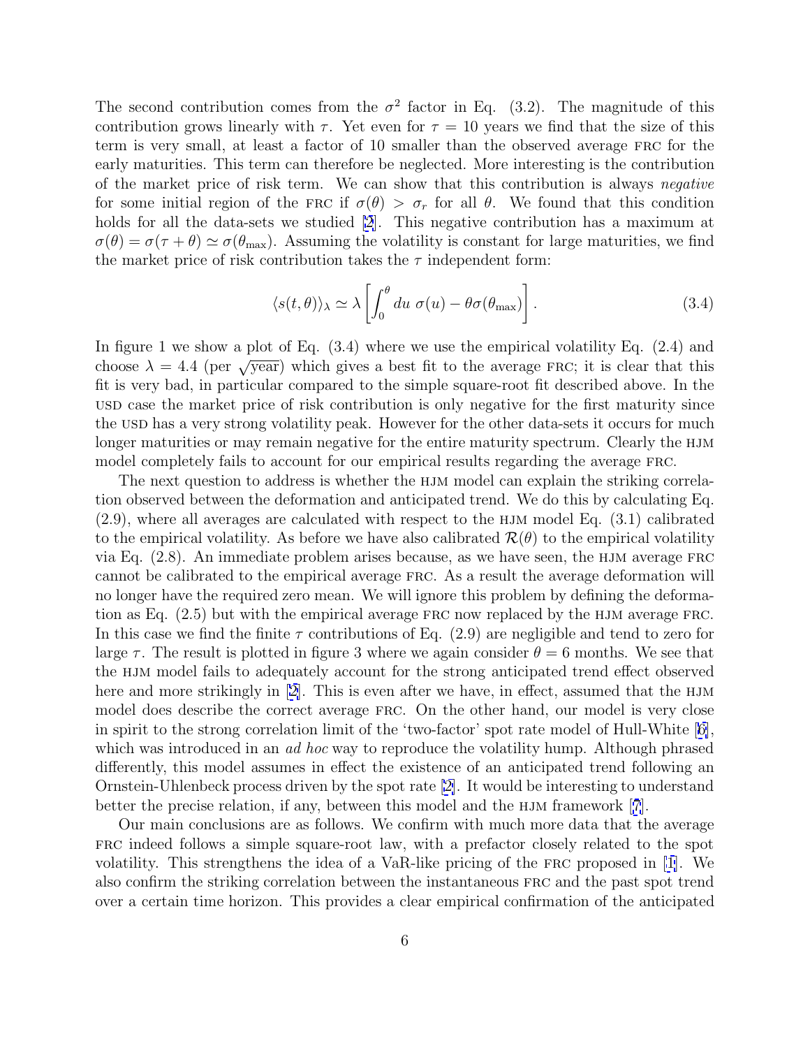The second contribution comes from the $\sigma^2$ factor in Eq. (3.2). The magnitude of this contribution grows linearly with $\tau$. Yet even for $\tau = 10$ years we find that the size of this term is very small, at least a factor of 10 smaller than the observed average FRC for the early maturities. This term can therefore be neglected. More interesting is the contribution of the market price of risk term. We can show that this contribution is always *negative* for some initial region of the FRC if $\sigma(\theta) > \sigma_r$ for all $\theta$. We found that this condition holds for all the data-sets we studied [2]. This negative contribution has a maximum at $\sigma(\theta) = \sigma(\tau + \theta) \simeq \sigma(\theta_{\max})$. Assuming the volatility is constant for large maturities, we find the market price of risk contribution takes the $\tau$ independent form:

$$\langle s(t,\theta)\rangle_\lambda \simeq \lambda \left[ \int_0^\theta du \; \sigma(u) - \theta\sigma(\theta_{\max}) \right]. \tag{3.4}$$

In figure 1 we show a plot of Eq. (3.4) where we use the empirical volatility Eq. (2.4) and choose $\lambda = 4.4$ (per $\sqrt{\text{year}}$) which gives a best fit to the average FRC; it is clear that this fit is very bad, in particular compared to the simple square-root fit described above. In the USD case the market price of risk contribution is only negative for the first maturity since the USD has a very strong volatility peak. However for the other data-sets it occurs for much longer maturities or may remain negative for the entire maturity spectrum. Clearly the HJM model completely fails to account for our empirical results regarding the average FRC.

The next question to address is whether the HJM model can explain the striking correlation observed between the deformation and anticipated trend. We do this by calculating Eq. (2.9), where all averages are calculated with respect to the HJM model Eq. (3.1) calibrated to the empirical volatility. As before we have also calibrated $\mathcal{R}(\theta)$ to the empirical volatility via Eq. (2.8). An immediate problem arises because, as we have seen, the HJM average FRC cannot be calibrated to the empirical average FRC. As a result the average deformation will no longer have the required zero mean. We will ignore this problem by defining the deformation as Eq. (2.5) but with the empirical average FRC now replaced by the HJM average FRC. In this case we find the finite $\tau$ contributions of Eq. (2.9) are negligible and tend to zero for large $\tau$. The result is plotted in figure 3 where we again consider $\theta = 6$ months. We see that the HJM model fails to adequately account for the strong anticipated trend effect observed here and more strikingly in [2]. This is even after we have, in effect, assumed that the HJM model does describe the correct average FRC. On the other hand, our model is very close in spirit to the strong correlation limit of the 'two-factor' spot rate model of Hull-White [6], which was introduced in an *ad hoc* way to reproduce the volatility hump. Although phrased differently, this model assumes in effect the existence of an anticipated trend following an Ornstein-Uhlenbeck process driven by the spot rate [2]. It would be interesting to understand better the precise relation, if any, between this model and the HJM framework [7].

Our main conclusions are as follows. We confirm with much more data that the average FRC indeed follows a simple square-root law, with a prefactor closely related to the spot volatility. This strengthens the idea of a VaR-like pricing of the FRC proposed in [1]. We also confirm the striking correlation between the instantaneous FRC and the past spot trend over a certain time horizon. This provides a clear empirical confirmation of the anticipated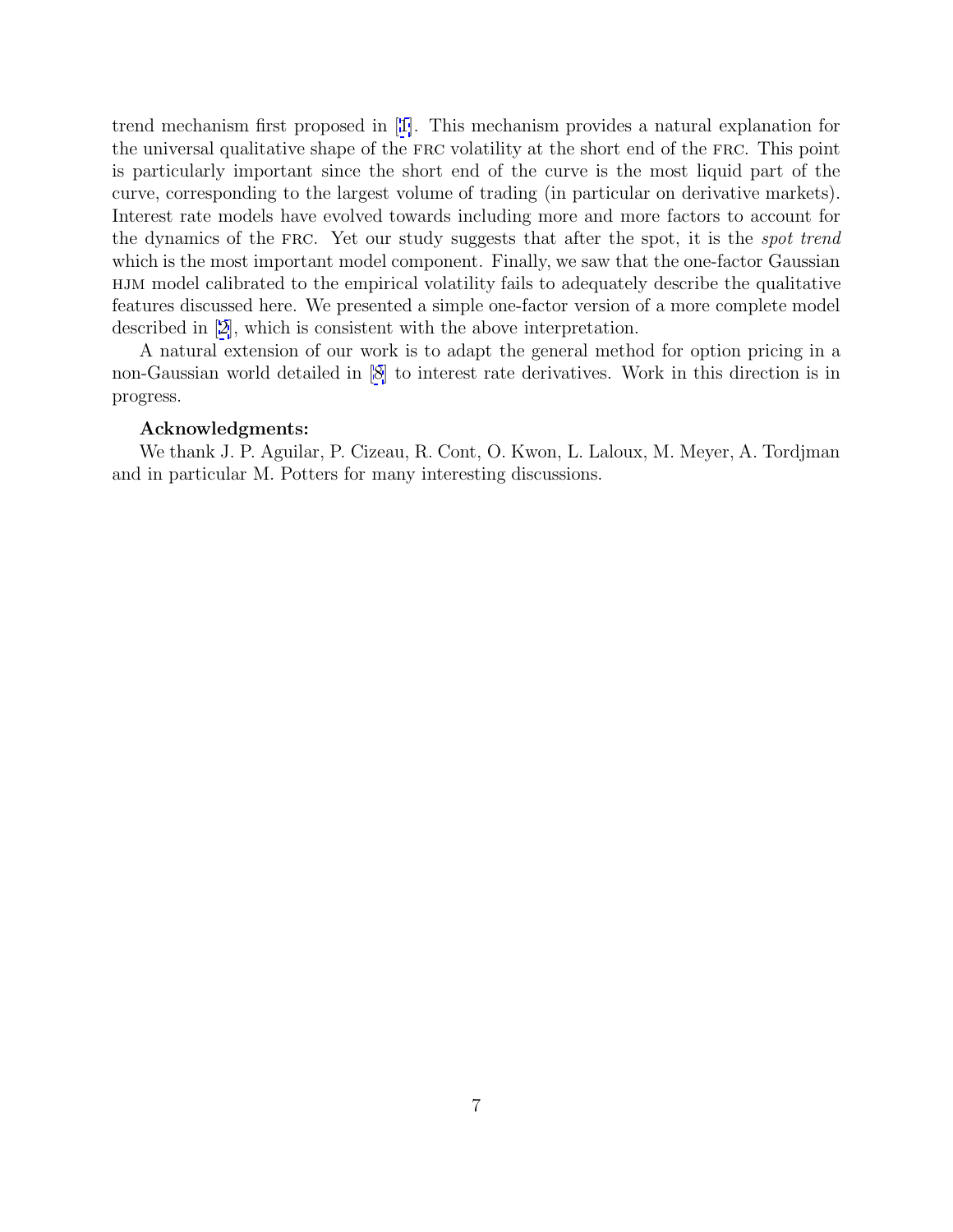trend mechanism first proposed in [1]. This mechanism provides a natural explanation for the universal qualitative shape of the FRC volatility at the short end of the FRC. This point is particularly important since the short end of the curve is the most liquid part of the curve, corresponding to the largest volume of trading (in particular on derivative markets). Interest rate models have evolved towards including more and more factors to account for the dynamics of the FRC. Yet our study suggests that after the spot, it is the *spot trend* which is the most important model component. Finally, we saw that the one-factor Gaussian HJM model calibrated to the empirical volatility fails to adequately describe the qualitative features discussed here. We presented a simple one-factor version of a more complete model described in [2], which is consistent with the above interpretation.

A natural extension of our work is to adapt the general method for option pricing in a non-Gaussian world detailed in [8] to interest rate derivatives. Work in this direction is in progress.

**Acknowledgments:**

We thank J. P. Aguilar, P. Cizeau, R. Cont, O. Kwon, L. Laloux, M. Meyer, A. Tordjman and in particular M. Potters for many interesting discussions.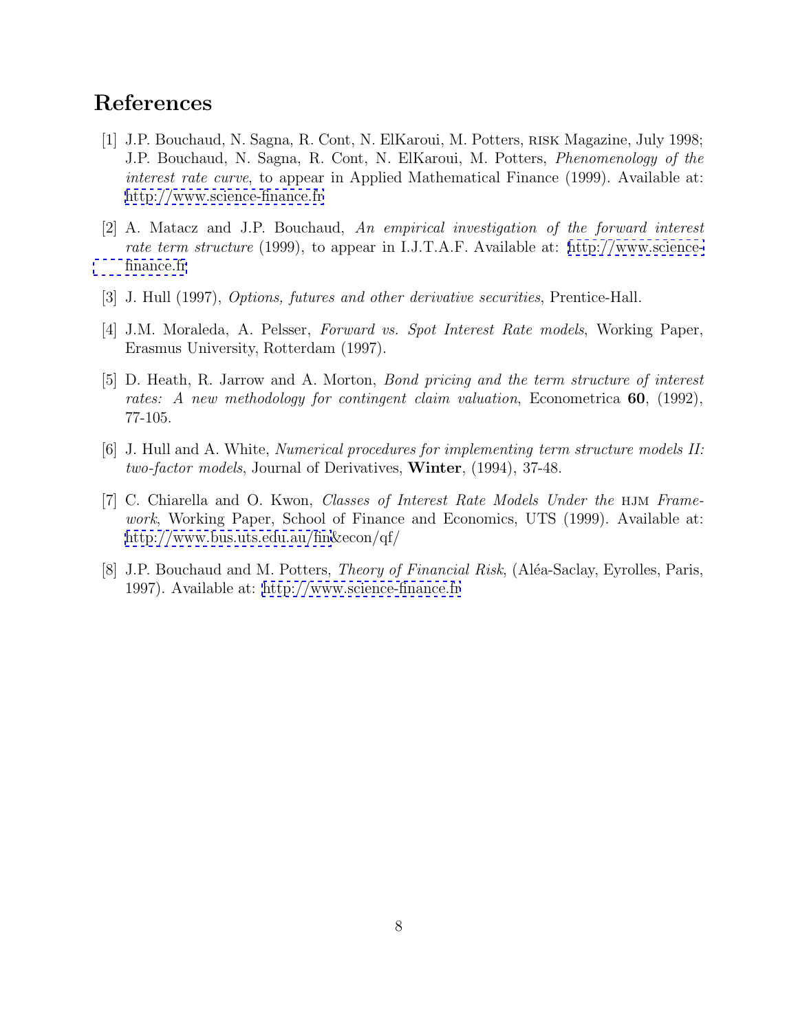# References

[1] J.P. Bouchaud, N. Sagna, R. Cont, N. ElKaroui, M. Potters, RISK Magazine, July 1998; J.P. Bouchaud, N. Sagna, R. Cont, N. ElKaroui, M. Potters, *Phenomenology of the interest rate curve*, to appear in Applied Mathematical Finance (1999). Available at: http://www.science-finance.fr

[2] A. Matacz and J.P. Bouchaud, *An empirical investigation of the forward interest rate term structure* (1999), to appear in I.J.T.A.F. Available at: http://www.science-finance.fr

[3] J. Hull (1997), *Options, futures and other derivative securities*, Prentice-Hall.

[4] J.M. Moraleda, A. Pelsser, *Forward vs. Spot Interest Rate models*, Working Paper, Erasmus University, Rotterdam (1997).

[5] D. Heath, R. Jarrow and A. Morton, *Bond pricing and the term structure of interest rates: A new methodology for contingent claim valuation*, Econometrica **60**, (1992), 77-105.

[6] J. Hull and A. White, *Numerical procedures for implementing term structure models II: two-factor models*, Journal of Derivatives, **Winter**, (1994), 37-48.

[7] C. Chiarella and O. Kwon, *Classes of Interest Rate Models Under the* HJM *Framework*, Working Paper, School of Finance and Economics, UTS (1999). Available at: http://www.bus.uts.edu.au/fin&econ/qf/

[8] J.P. Bouchaud and M. Potters, *Theory of Financial Risk*, (Aléa-Saclay, Eyrolles, Paris, 1997). Available at: http://www.science-finance.fr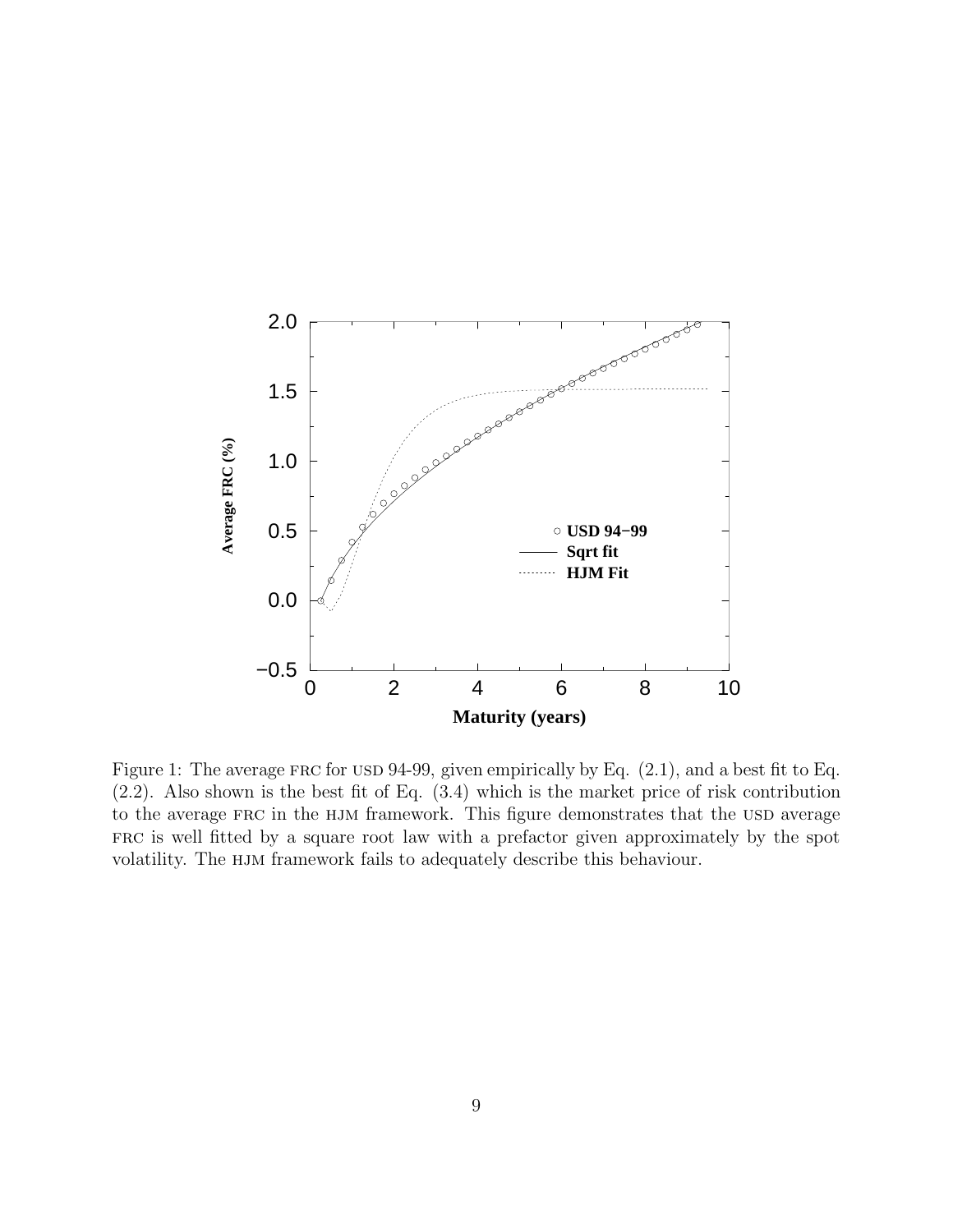Figure 1: The average FRC for USD 94-99, given empirically by Eq. (2.1), and a best fit to Eq. (2.2). Also shown is the best fit of Eq. (3.4) which is the market price of risk contribution to the average FRC in the HJM framework. This figure demonstrates that the USD average FRC is well fitted by a square root law with a prefactor given approximately by the spot volatility. The HJM framework fails to adequately describe this behaviour.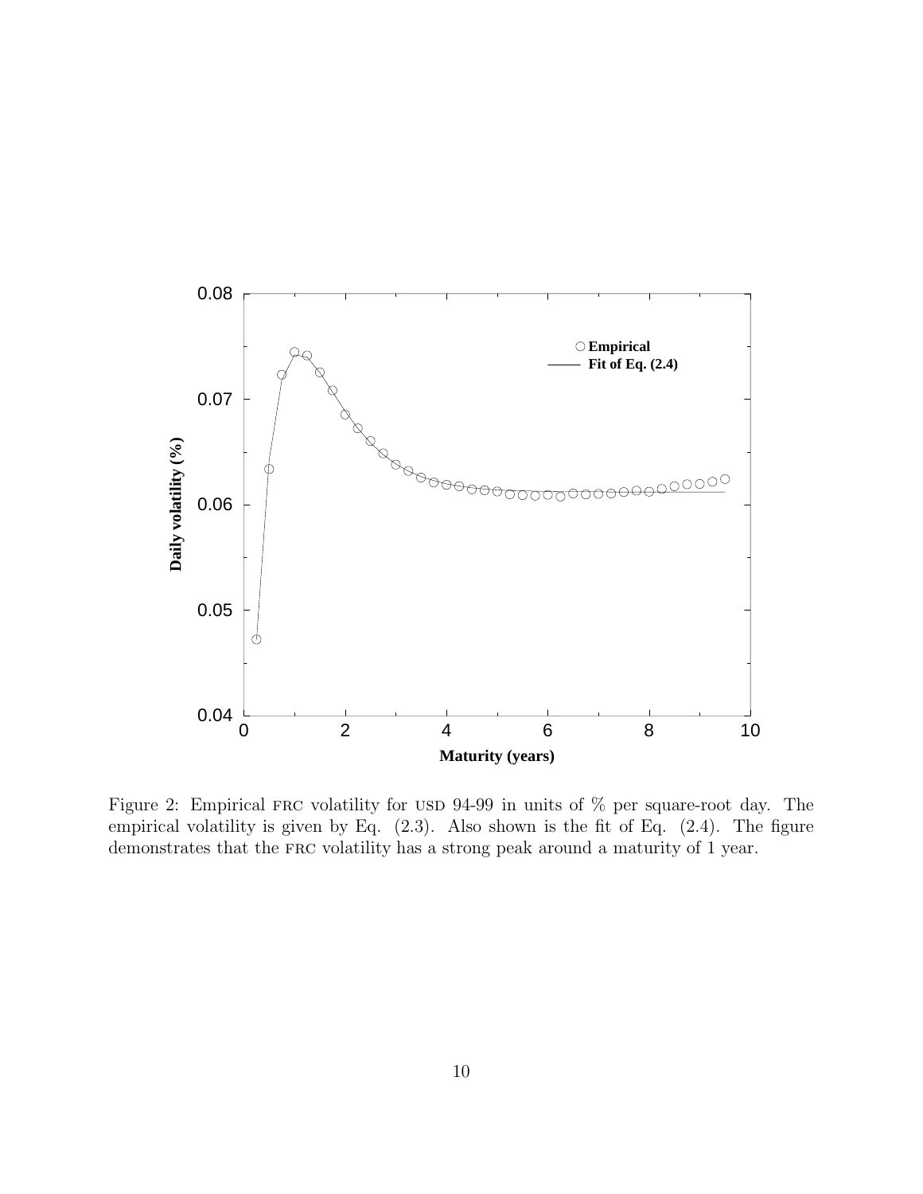Figure 2: Empirical FRC volatility for USD 94-99 in units of % per square-root day. The empirical volatility is given by Eq. (2.3). Also shown is the fit of Eq. (2.4). The figure demonstrates that the FRC volatility has a strong peak around a maturity of 1 year.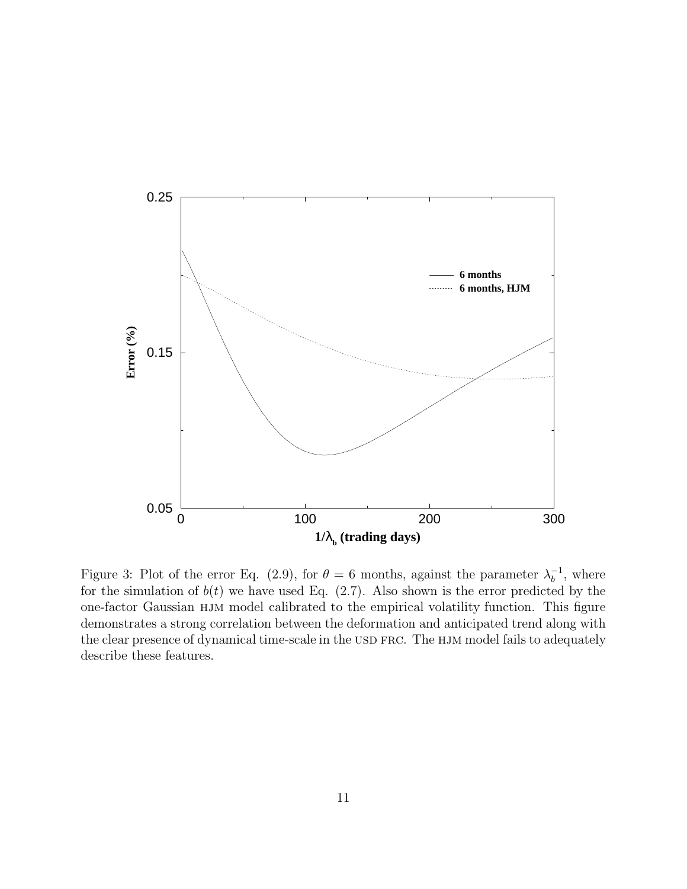Figure 3: Plot of the error Eq. (2.9), for $\theta = 6$ months, against the parameter $\lambda_b^{-1}$, where for the simulation of $b(t)$ we have used Eq. (2.7). Also shown is the error predicted by the one-factor Gaussian HJM model calibrated to the empirical volatility function. This figure demonstrates a strong correlation between the deformation and anticipated trend along with the clear presence of dynamical time-scale in the USD FRC. The HJM model fails to adequately describe these features.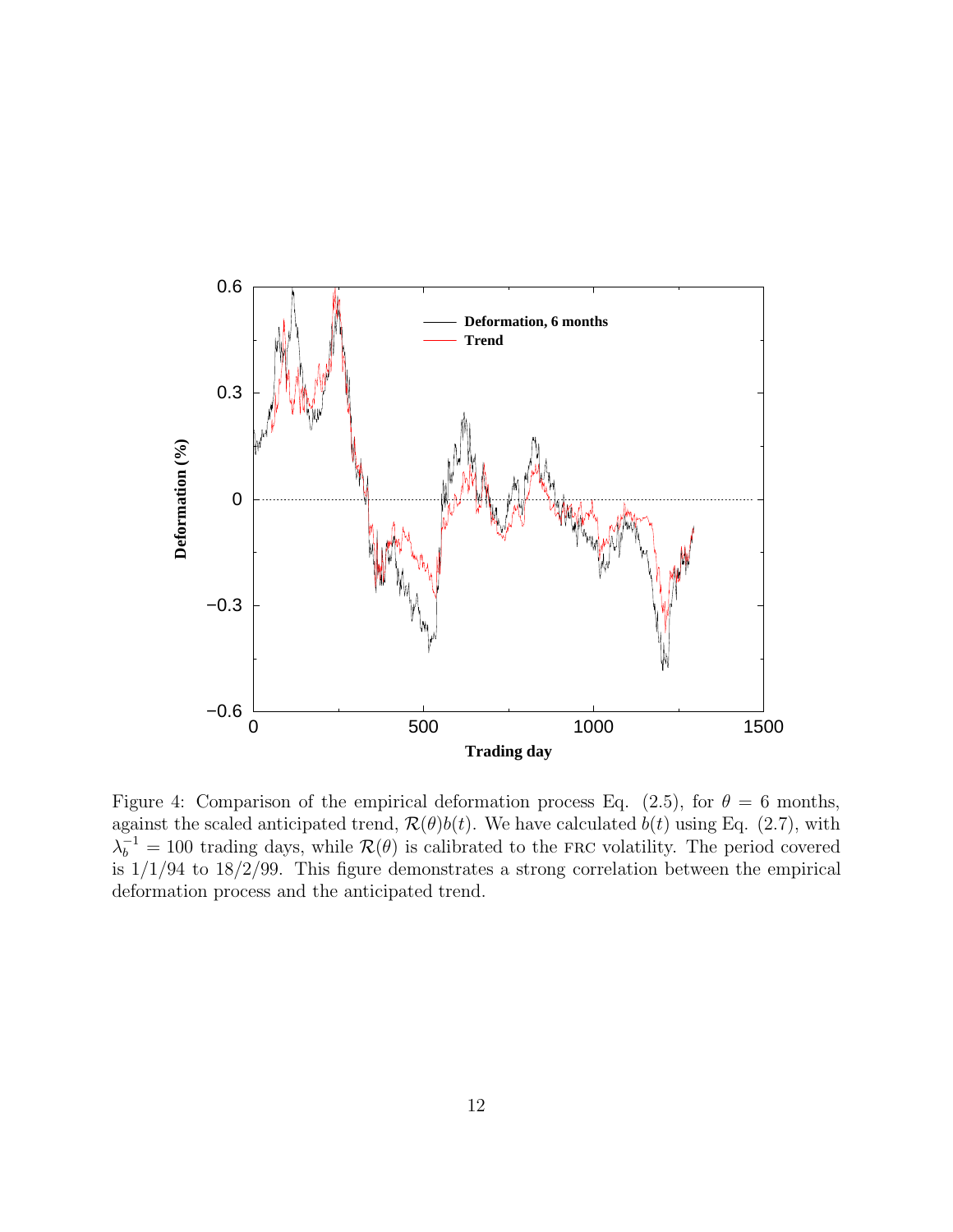0.6
0.3
0
−0.3
−0.6
Deformation (%)
0
500
1000
1500
Trading day
Deformation, 6 months
Trend

Figure 4: Comparison of the empirical deformation process Eq. (2.5), for $\theta = 6$ months, against the scaled anticipated trend, $\mathcal{R}(\theta)b(t)$. We have calculated $b(t)$ using Eq. (2.7), with $\lambda_b^{-1} = 100$ trading days, while $\mathcal{R}(\theta)$ is calibrated to the FRC volatility. The period covered is 1/1/94 to 18/2/99. This figure demonstrates a strong correlation between the empirical deformation process and the anticipated trend.